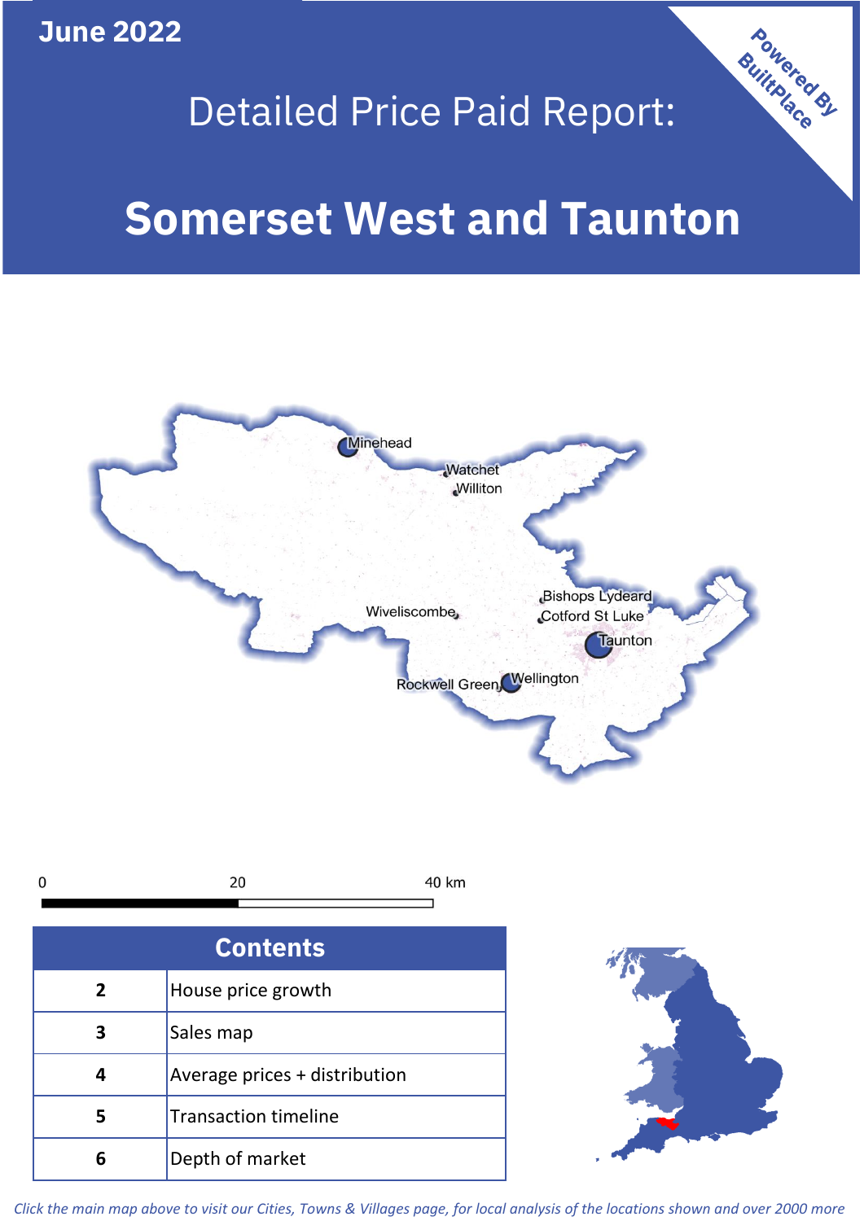**June 2022**

Powered By BuiltPlace

# Detailed Price Paid Report:

# Somerset West and Taunton

| Contents | |
|---|---|
| 2 | House price growth |
| 3 | Sales map |
| 4 | Average prices + distribution |
| 5 | Transaction timeline |
| 6 | Depth of market |

*Click the main map above to visit our Cities, Towns & Villages page, for local analysis of the locations shown and over 2000 more*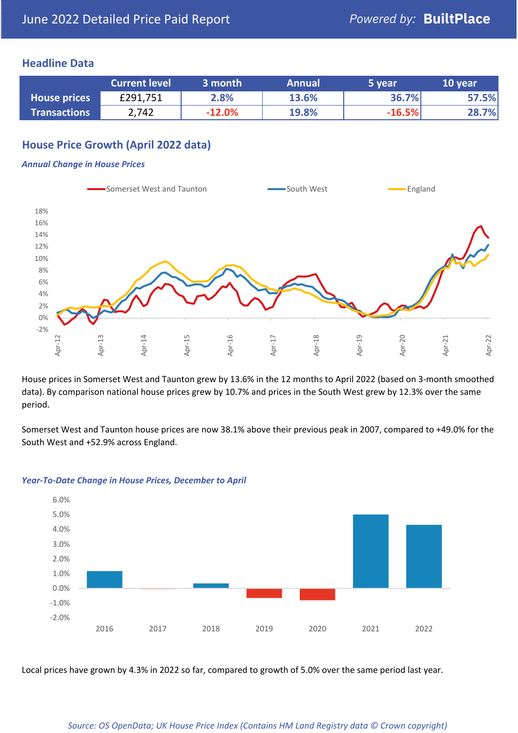June 2022 Detailed Price Paid Report

## Headline Data

| | Current level | 3 month | Annual | 5 year | 10 year |
|---|---|---|---|---|---|
| House prices | £291,751 | 2.8% | 13.6% | 36.7% | 57.5% |
| Transactions | 2,742 | -12.0% | 19.8% | -16.5% | 28.7% |

## House Price Growth (April 2022 data)

### *Annual Change in House Prices*

House prices in Somerset West and Taunton grew by 13.6% in the 12 months to April 2022 (based on 3-month smoothed data). By comparison national house prices grew by 10.7% and prices in the South West grew by 12.3% over the same period.

Somerset West and Taunton house prices are now 38.1% above their previous peak in 2007, compared to +49.0% for the South West and +52.9% across England.

### *Year-To-Date Change in House Prices, December to April*

Local prices have grown by 4.3% in 2022 so far, compared to growth of 5.0% over the same period last year.

*Source: OS OpenData; UK House Price Index (Contains HM Land Registry data © Crown copyright)*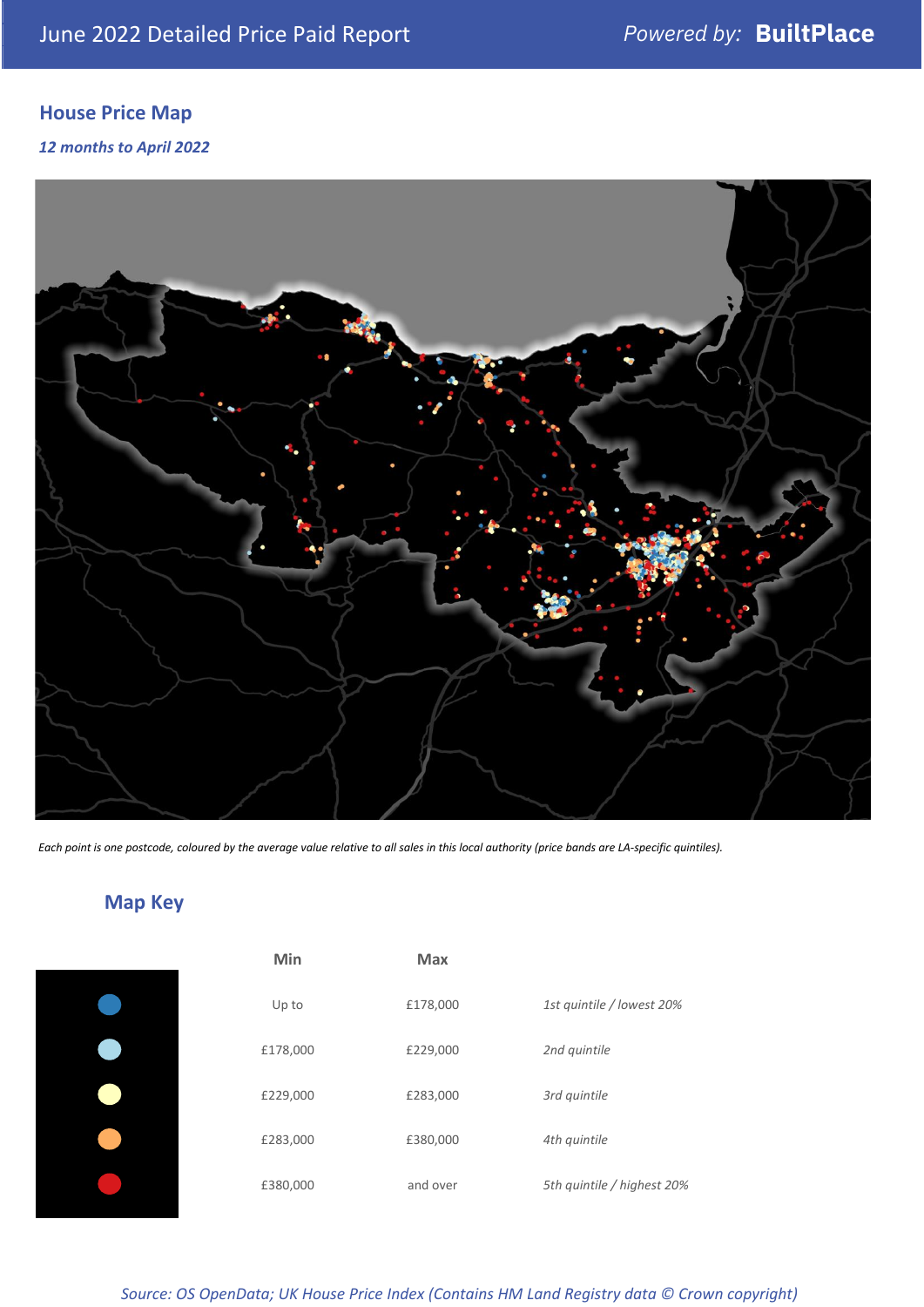## House Price Map

*12 months to April 2022*

*Each point is one postcode, coloured by the average value relative to all sales in this local authority (price bands are LA-specific quintiles).*

## Map Key

| | Min | Max | |
|---|---|---|---|
| | Up to | £178,000 | *1st quintile / lowest 20%* |
| | £178,000 | £229,000 | *2nd quintile* |
| | £229,000 | £283,000 | *3rd quintile* |
| | £283,000 | £380,000 | *4th quintile* |
| | £380,000 | and over | *5th quintile / highest 20%* |

*Source: OS OpenData; UK House Price Index (Contains HM Land Registry data © Crown copyright)*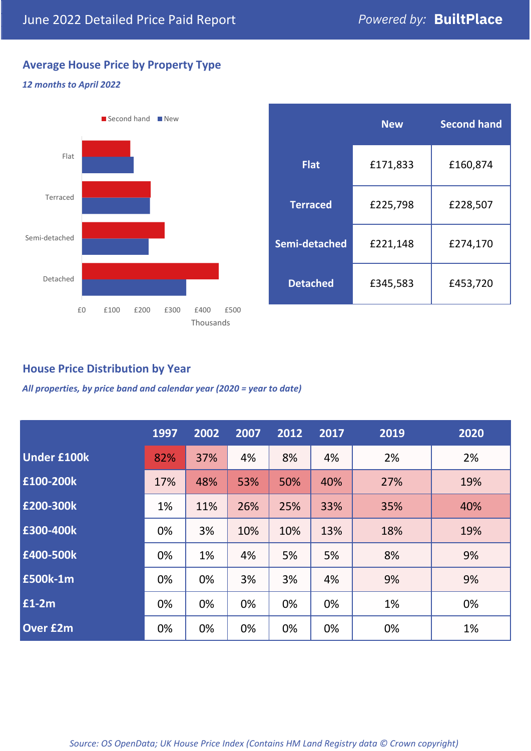# June 2022 Detailed Price Paid Report

Powered by: **BuiltPlace**

## Average House Price by Property Type

*12 months to April 2022*

|  | New | Second hand |
|---|---|---|
| **Flat** | £171,833 | £160,874 |
| **Terraced** | £225,798 | £228,507 |
| **Semi-detached** | £221,148 | £274,170 |
| **Detached** | £345,583 | £453,720 |

## House Price Distribution by Year

*All properties, by price band and calendar year (2020 = year to date)*

|  | 1997 | 2002 | 2007 | 2012 | 2017 | 2019 | 2020 |
|---|---|---|---|---|---|---|---|
| **Under £100k** | 82% | 37% | 4% | 8% | 4% | 2% | 2% |
| **£100-200k** | 17% | 48% | 53% | 50% | 40% | 27% | 19% |
| **£200-300k** | 1% | 11% | 26% | 25% | 33% | 35% | 40% |
| **£300-400k** | 0% | 3% | 10% | 10% | 13% | 18% | 19% |
| **£400-500k** | 0% | 1% | 4% | 5% | 5% | 8% | 9% |
| **£500k-1m** | 0% | 0% | 3% | 3% | 4% | 9% | 9% |
| **£1-2m** | 0% | 0% | 0% | 0% | 0% | 1% | 0% |
| **Over £2m** | 0% | 0% | 0% | 0% | 0% | 0% | 1% |

*Source: OS OpenData; UK House Price Index (Contains HM Land Registry data © Crown copyright)*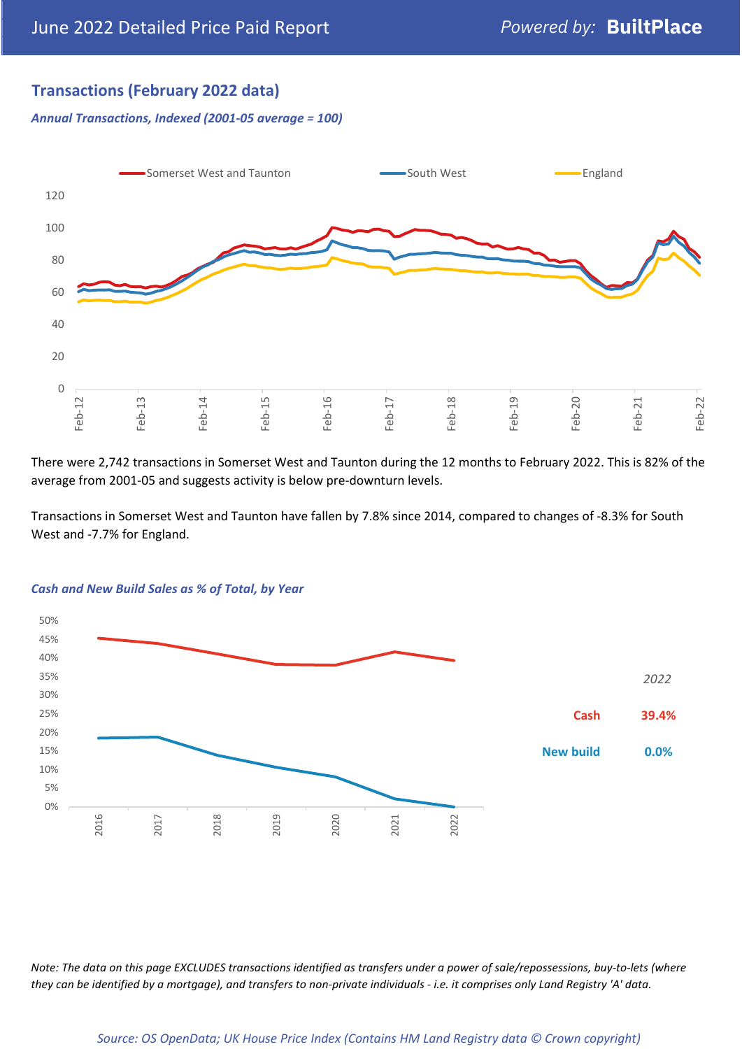## Transactions (February 2022 data)

*Annual Transactions, Indexed (2001-05 average = 100)*

There were 2,742 transactions in Somerset West and Taunton during the 12 months to February 2022. This is 82% of the average from 2001-05 and suggests activity is below pre-downturn levels.

Transactions in Somerset West and Taunton have fallen by 7.8% since 2014, compared to changes of -8.3% for South West and -7.7% for England.

*Cash and New Build Sales as % of Total, by Year*

| 2022 | |
|---|---|
| Cash | 39.4% |
| New build | 0.0% |

*Note: The data on this page EXCLUDES transactions identified as transfers under a power of sale/repossessions, buy-to-lets (where they can be identified by a mortgage), and transfers to non-private individuals - i.e. it comprises only Land Registry 'A' data.*

*Source: OS OpenData; UK House Price Index (Contains HM Land Registry data © Crown copyright)*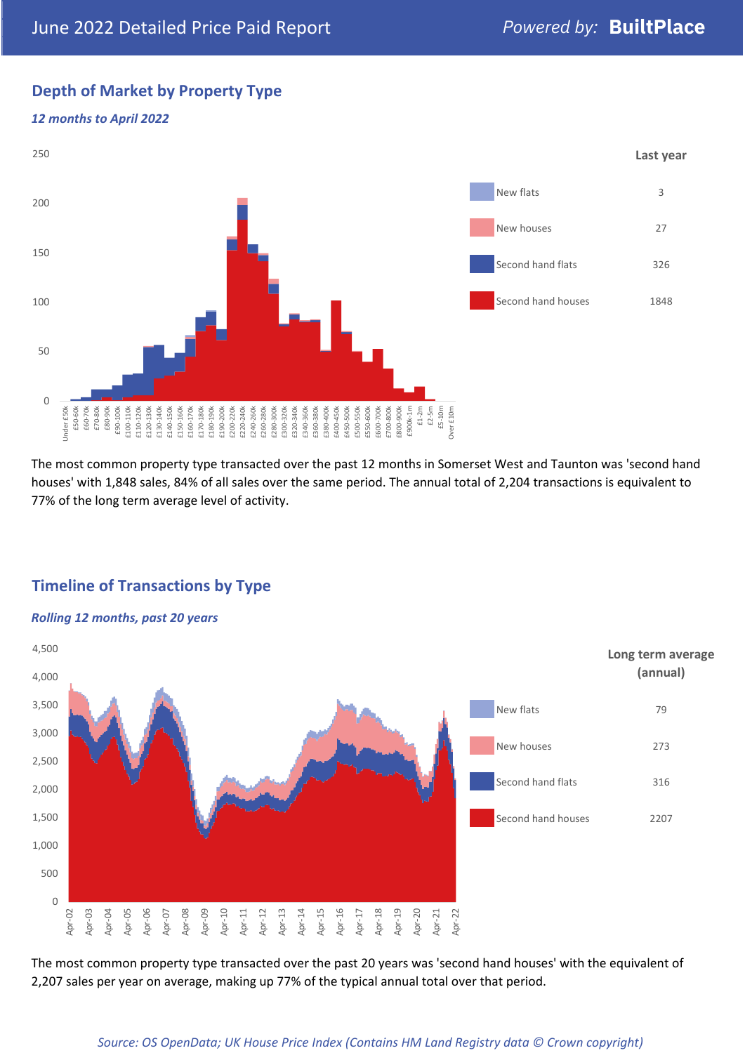# June 2022 Detailed Price Paid Report

Powered by: **BuiltPlace**

## Depth of Market by Property Type

*12 months to April 2022*

250
200
150
100
50
0

Under £50k, £50-60k, £60-70k, £70-80k, £80-90k, £90-100k, £100-110k, £110-120k, £120-130k, £130-140k, £140-150k, £150-160k, £160-170k, £170-180k, £180-190k, £190-200k, £200-220k, £220-240k, £240-260k, £260-280k, £280-300k, £300-320k, £320-340k, £340-360k, £360-380k, £380-400k, £400-450k, £450-500k, £500-550k, £550-600k, £600-700k, £700-800k, £800-900k, £900k-1m, £1-2m, £2-5m, £5-10m, Over £10m

Last year

New flats 3
New houses 27
Second hand flats 326
Second hand houses 1848

The most common property type transacted over the past 12 months in Somerset West and Taunton was 'second hand houses' with 1,848 sales, 84% of all sales over the same period. The annual total of 2,204 transactions is equivalent to 77% of the long term average level of activity.

## Timeline of Transactions by Type

*Rolling 12 months, past 20 years*

4,500
4,000
3,500
3,000
2,500
2,000
1,500
1,000
500
0

Apr-02, Apr-03, Apr-04, Apr-05, Apr-06, Apr-07, Apr-08, Apr-09, Apr-10, Apr-11, Apr-12, Apr-13, Apr-14, Apr-15, Apr-16, Apr-17, Apr-18, Apr-19, Apr-20, Apr-21, Apr-22

Long term average (annual)

New flats 79
New houses 273
Second hand flats 316
Second hand houses 2207

The most common property type transacted over the past 20 years was 'second hand houses' with the equivalent of 2,207 sales per year on average, making up 77% of the typical annual total over that period.

*Source: OS OpenData; UK House Price Index (Contains HM Land Registry data © Crown copyright)*